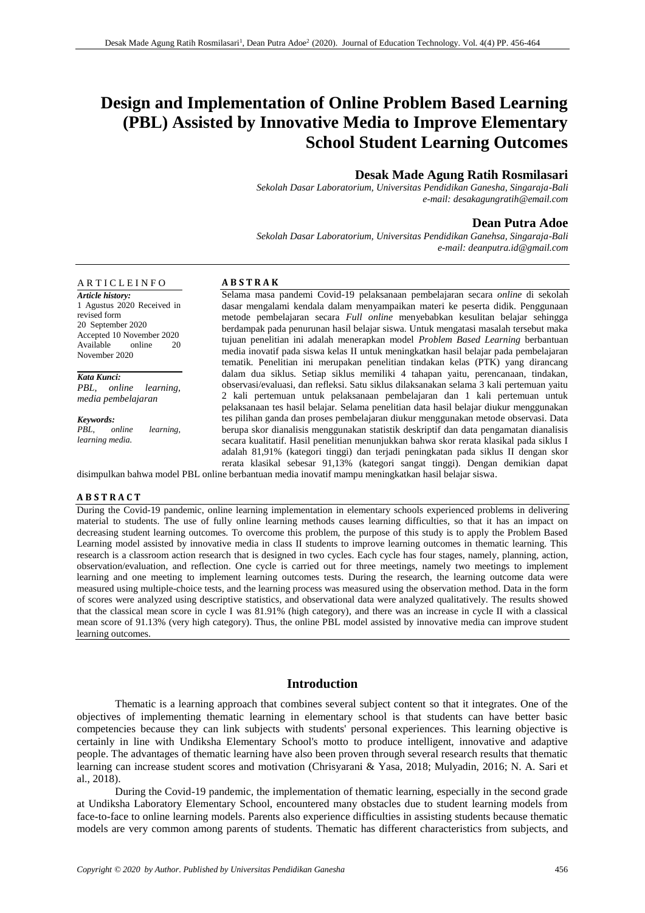# Design and Implementation of Online Problem Based Learning (PBL) Assisted by Innovative Media to Improve Elementary School Student Learning Outcomes

**Desak Made Agung Ratih Rosmilasari**

*Sekolah Dasar Laboratorium, Universitas Pendidikan Ganesha, Singaraja-Bali*
*e-mail: desakagungratih@email.com*

**Dean Putra Adoe**

*Sekolah Dasar Laboratorium, Universitas Pendidikan Ganehsa, Singaraja-Bali*
*e-mail: deanputra.id@gmail.com*

---

A R T I C L E I N F O

***Article history:***
1 Agustus 2020 Received in revised form
20 September 2020
Accepted 10 November 2020
Available online 20 November 2020

***Kata Kunci:***
*PBL, online learning, media pembelajaran*

***Keywords:***
*PBL, online learning, learning media.*

**A B S T R A K**

Selama masa pandemi Covid-19 pelaksanaan pembelajaran secara *online* di sekolah dasar mengalami kendala dalam menyampaikan materi ke peserta didik. Penggunaan metode pembelajaran secara *Full online* menyebabkan kesulitan belajar sehingga berdampak pada penurunan hasil belajar siswa. Untuk mengatasi masalah tersebut maka tujuan penelitian ini adalah menerapkan model *Problem Based Learning* berbantuan media inovatif pada siswa kelas II untuk meningkatkan hasil belajar pada pembelajaran tematik. Penelitian ini merupakan penelitian tindakan kelas (PTK) yang dirancang dalam dua siklus. Setiap siklus memiliki 4 tahapan yaitu, perencanaan, tindakan, observasi/evaluasi, dan refleksi. Satu siklus dilaksanakan selama 3 kali pertemuan yaitu 2 kali pertemuan untuk pelaksanaan pembelajaran dan 1 kali pertemuan untuk pelaksanaan tes hasil belajar. Selama penelitian data hasil belajar diukur menggunakan tes pilihan ganda dan proses pembelajaran diukur menggunakan metode observasi. Data berupa skor dianalisis menggunakan statistik deskriptif dan data pengamatan dianalisis secara kualitatif. Hasil penelitian menunjukkan bahwa skor rerata klasikal pada siklus I adalah 81,91% (kategori tinggi) dan terjadi peningkatan pada siklus II dengan skor rerata klasikal sebesar 91,13% (kategori sangat tinggi). Dengan demikian dapat disimpulkan bahwa model PBL online berbantuan media inovatif mampu meningkatkan hasil belajar siswa.

**A B S T R A C T**

During the Covid-19 pandemic, online learning implementation in elementary schools experienced problems in delivering material to students. The use of fully online learning methods causes learning difficulties, so that it has an impact on decreasing student learning outcomes. To overcome this problem, the purpose of this study is to apply the Problem Based Learning model assisted by innovative media in class II students to improve learning outcomes in thematic learning. This research is a classroom action research that is designed in two cycles. Each cycle has four stages, namely, planning, action, observation/evaluation, and reflection. One cycle is carried out for three meetings, namely two meetings to implement learning and one meeting to implement learning outcomes tests. During the research, the learning outcome data were measured using multiple-choice tests, and the learning process was measured using the observation method. Data in the form of scores were analyzed using descriptive statistics, and observational data were analyzed qualitatively. The results showed that the classical mean score in cycle I was 81.91% (high category), and there was an increase in cycle II with a classical mean score of 91.13% (very high category). Thus, the online PBL model assisted by innovative media can improve student learning outcomes.

## Introduction

Thematic is a learning approach that combines several subject content so that it integrates. One of the objectives of implementing thematic learning in elementary school is that students can have better basic competencies because they can link subjects with students' personal experiences. This learning objective is certainly in line with Undiksha Elementary School's motto to produce intelligent, innovative and adaptive people. The advantages of thematic learning have also been proven through several research results that thematic learning can increase student scores and motivation (Chrisyarani & Yasa, 2018; Mulyadin, 2016; N. A. Sari et al., 2018).

During the Covid-19 pandemic, the implementation of thematic learning, especially in the second grade at Undiksha Laboratory Elementary School, encountered many obstacles due to student learning models from face-to-face to online learning models. Parents also experience difficulties in assisting students because thematic models are very common among parents of students. Thematic has different characteristics from subjects, and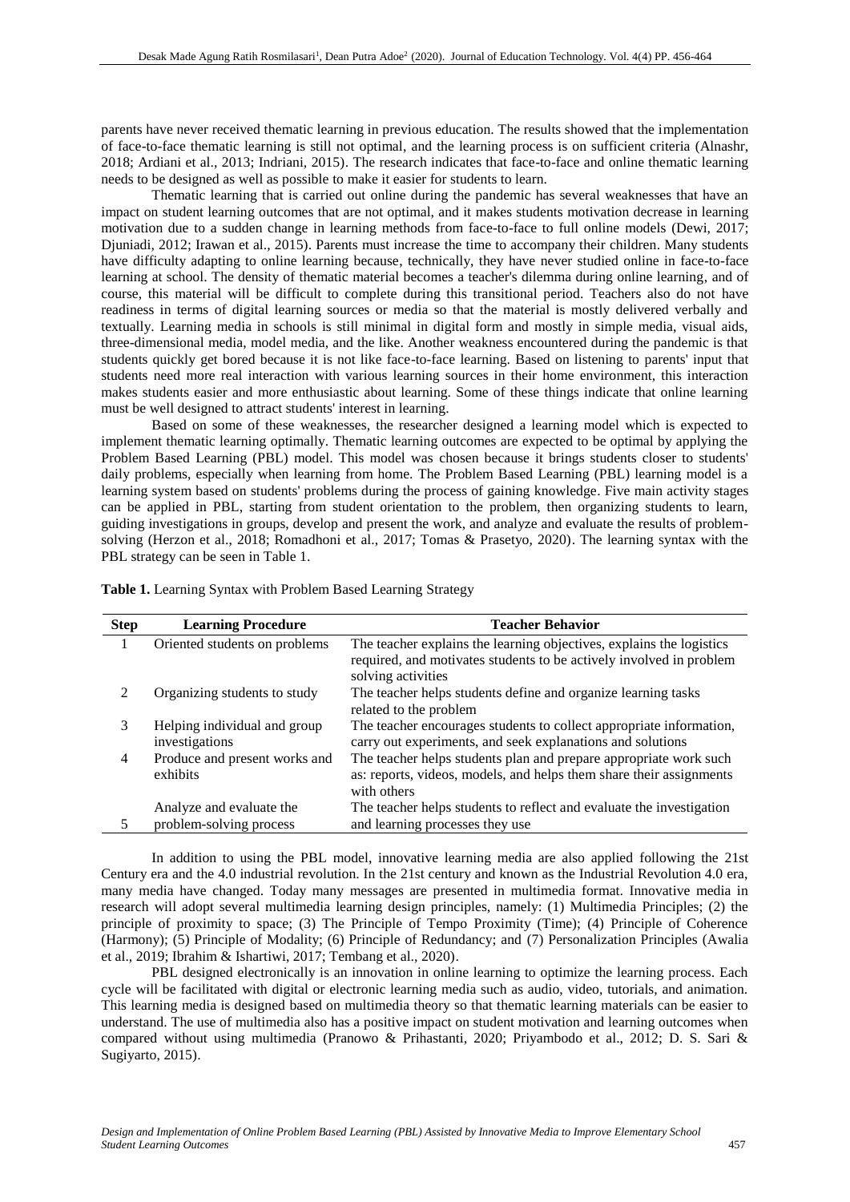parents have never received thematic learning in previous education. The results showed that the implementation of face-to-face thematic learning is still not optimal, and the learning process is on sufficient criteria (Alnashr, 2018; Ardiani et al., 2013; Indriani, 2015). The research indicates that face-to-face and online thematic learning needs to be designed as well as possible to make it easier for students to learn.

Thematic learning that is carried out online during the pandemic has several weaknesses that have an impact on student learning outcomes that are not optimal, and it makes students motivation decrease in learning motivation due to a sudden change in learning methods from face-to-face to full online models (Dewi, 2017; Djuniadi, 2012; Irawan et al., 2015). Parents must increase the time to accompany their children. Many students have difficulty adapting to online learning because, technically, they have never studied online in face-to-face learning at school. The density of thematic material becomes a teacher's dilemma during online learning, and of course, this material will be difficult to complete during this transitional period. Teachers also do not have readiness in terms of digital learning sources or media so that the material is mostly delivered verbally and textually. Learning media in schools is still minimal in digital form and mostly in simple media, visual aids, three-dimensional media, model media, and the like. Another weakness encountered during the pandemic is that students quickly get bored because it is not like face-to-face learning. Based on listening to parents' input that students need more real interaction with various learning sources in their home environment, this interaction makes students easier and more enthusiastic about learning. Some of these things indicate that online learning must be well designed to attract students' interest in learning.

Based on some of these weaknesses, the researcher designed a learning model which is expected to implement thematic learning optimally. Thematic learning outcomes are expected to be optimal by applying the Problem Based Learning (PBL) model. This model was chosen because it brings students closer to students' daily problems, especially when learning from home. The Problem Based Learning (PBL) learning model is a learning system based on students' problems during the process of gaining knowledge. Five main activity stages can be applied in PBL, starting from student orientation to the problem, then organizing students to learn, guiding investigations in groups, develop and present the work, and analyze and evaluate the results of problem-solving (Herzon et al., 2018; Romadhoni et al., 2017; Tomas & Prasetyo, 2020). The learning syntax with the PBL strategy can be seen in Table 1.

**Table 1.** Learning Syntax with Problem Based Learning Strategy

| Step | Learning Procedure | Teacher Behavior |
|---|---|---|
| 1 | Oriented students on problems | The teacher explains the learning objectives, explains the logistics required, and motivates students to be actively involved in problem solving activities |
| 2 | Organizing students to study | The teacher helps students define and organize learning tasks related to the problem |
| 3 | Helping individual and group investigations | The teacher encourages students to collect appropriate information, carry out experiments, and seek explanations and solutions |
| 4 | Produce and present works and exhibits | The teacher helps students plan and prepare appropriate work such as: reports, videos, models, and helps them share their assignments with others |
| 5 | Analyze and evaluate the problem-solving process | The teacher helps students to reflect and evaluate the investigation and learning processes they use |

In addition to using the PBL model, innovative learning media are also applied following the 21st Century era and the 4.0 industrial revolution. In the 21st century and known as the Industrial Revolution 4.0 era, many media have changed. Today many messages are presented in multimedia format. Innovative media in research will adopt several multimedia learning design principles, namely: (1) Multimedia Principles; (2) the principle of proximity to space; (3) The Principle of Tempo Proximity (Time); (4) Principle of Coherence (Harmony); (5) Principle of Modality; (6) Principle of Redundancy; and (7) Personalization Principles (Awalia et al., 2019; Ibrahim & Ishartiwi, 2017; Tembang et al., 2020).

PBL designed electronically is an innovation in online learning to optimize the learning process. Each cycle will be facilitated with digital or electronic learning media such as audio, video, tutorials, and animation. This learning media is designed based on multimedia theory so that thematic learning materials can be easier to understand. The use of multimedia also has a positive impact on student motivation and learning outcomes when compared without using multimedia (Pranowo & Prihastanti, 2020; Priyambodo et al., 2012; D. S. Sari & Sugiyarto, 2015).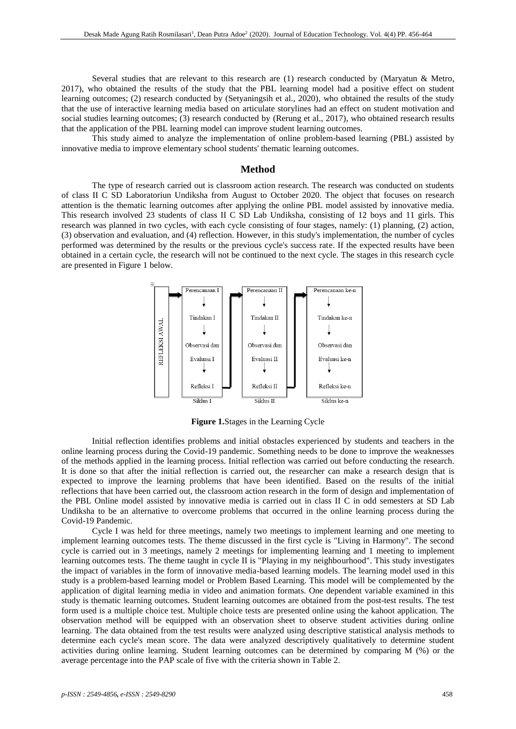Several studies that are relevant to this research are (1) research conducted by (Maryatun & Metro, 2017), who obtained the results of the study that the PBL learning model had a positive effect on student learning outcomes; (2) research conducted by (Setyaningsih et al., 2020), who obtained the results of the study that the use of interactive learning media based on articulate storylines had an effect on student motivation and social studies learning outcomes; (3) research conducted by (Rerung et al., 2017), who obtained research results that the application of the PBL learning model can improve student learning outcomes.

This study aimed to analyze the implementation of online problem-based learning (PBL) assisted by innovative media to improve elementary school students' thematic learning outcomes.

## Method

The type of research carried out is classroom action research. The research was conducted on students of class II C SD Laboratoriun Undiksha from August to October 2020. The object that focuses on research attention is the thematic learning outcomes after applying the online PBL model assisted by innovative media. This research involved 23 students of class II C SD Lab Undiksha, consisting of 12 boys and 11 girls. This research was planned in two cycles, with each cycle consisting of four stages, namely: (1) planning, (2) action, (3) observation and evaluation, and (4) reflection. However, in this study's implementation, the number of cycles performed was determined by the results or the previous cycle's success rate. If the expected results have been obtained in a certain cycle, the research will not be continued to the next cycle. The stages in this research cycle are presented in Figure 1 below.

REFLEKSI AWAL

| Siklus I | Siklus II | Siklus ke-n |
|---|---|---|
| Perencanaan I | Perencanaan II | Perencanaan ke-n |
| Tindakan I | Tindakan II | Tindakan ke-n |
| Observasi dan Evaluasi I | Observasi dan Evaluasi II | Observasi dan Evaluasi ke-n |
| Refleksi I | Refleksi II | Refleksi ke-n |

**Figure 1.** Stages in the Learning Cycle

Initial reflection identifies problems and initial obstacles experienced by students and teachers in the online learning process during the Covid-19 pandemic. Something needs to be done to improve the weaknesses of the methods applied in the learning process. Initial reflection was carried out before conducting the research. It is done so that after the initial reflection is carried out, the researcher can make a research design that is expected to improve the learning problems that have been identified. Based on the results of the initial reflections that have been carried out, the classroom action research in the form of design and implementation of the PBL Online model assisted by innovative media is carried out in class II C in odd semesters at SD Lab Undiksha to be an alternative to overcome problems that occurred in the online learning process during the Covid-19 Pandemic.

Cycle I was held for three meetings, namely two meetings to implement learning and one meeting to implement learning outcomes tests. The theme discussed in the first cycle is "Living in Harmony". The second cycle is carried out in 3 meetings, namely 2 meetings for implementing learning and 1 meeting to implement learning outcomes tests. The theme taught in cycle II is "Playing in my neighbourhood". This study investigates the impact of variables in the form of innovative media-based learning models. The learning model used in this study is a problem-based learning model or Problem Based Learning. This model will be complemented by the application of digital learning media in video and animation formats. One dependent variable examined in this study is thematic learning outcomes. Student learning outcomes are obtained from the post-test results. The test form used is a multiple choice test. Multiple choice tests are presented online using the kahoot application. The observation method will be equipped with an observation sheet to observe student activities during online learning. The data obtained from the test results were analyzed using descriptive statistical analysis methods to determine each cycle's mean score. The data were analyzed descriptively qualitatively to determine student activities during online learning. Student learning outcomes can be determined by comparing M (%) or the average percentage into the PAP scale of five with the criteria shown in Table 2.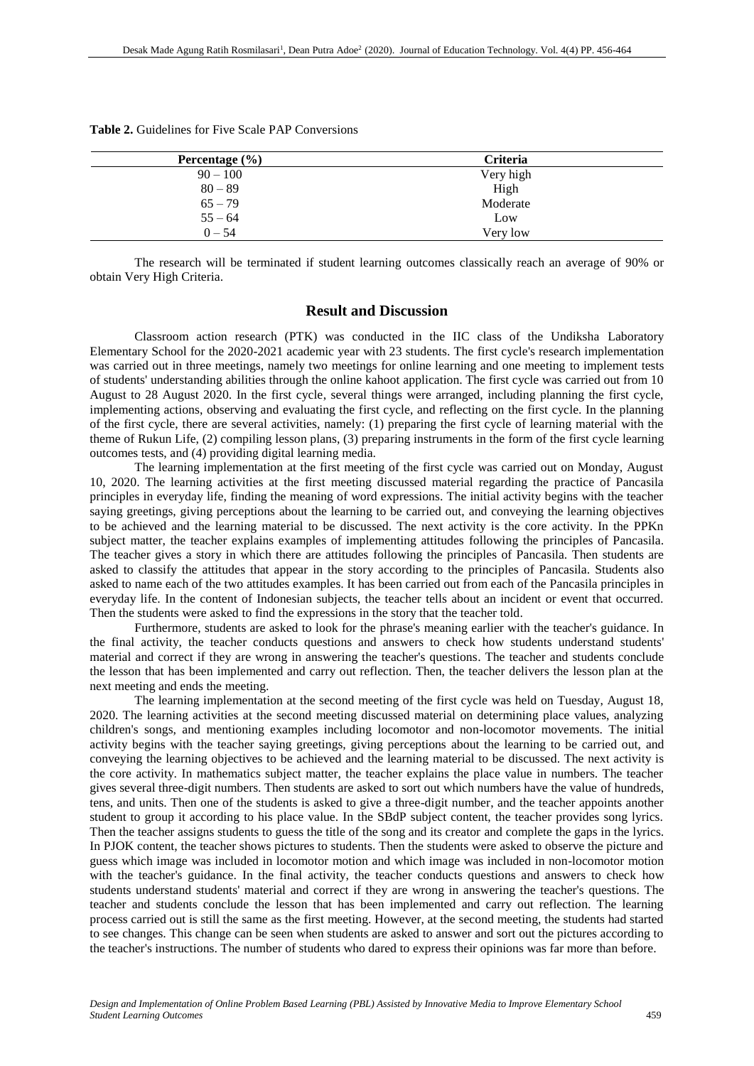**Table 2.** Guidelines for Five Scale PAP Conversions

| Percentage (%) | Criteria |
|---|---|
| 90 – 100 | Very high |
| 80 – 89 | High |
| 65 – 79 | Moderate |
| 55 – 64 | Low |
| 0 – 54 | Very low |

The research will be terminated if student learning outcomes classically reach an average of 90% or obtain Very High Criteria.

## Result and Discussion

Classroom action research (PTK) was conducted in the IIC class of the Undiksha Laboratory Elementary School for the 2020-2021 academic year with 23 students. The first cycle's research implementation was carried out in three meetings, namely two meetings for online learning and one meeting to implement tests of students' understanding abilities through the online kahoot application. The first cycle was carried out from 10 August to 28 August 2020. In the first cycle, several things were arranged, including planning the first cycle, implementing actions, observing and evaluating the first cycle, and reflecting on the first cycle. In the planning of the first cycle, there are several activities, namely: (1) preparing the first cycle of learning material with the theme of Rukun Life, (2) compiling lesson plans, (3) preparing instruments in the form of the first cycle learning outcomes tests, and (4) providing digital learning media.

The learning implementation at the first meeting of the first cycle was carried out on Monday, August 10, 2020. The learning activities at the first meeting discussed material regarding the practice of Pancasila principles in everyday life, finding the meaning of word expressions. The initial activity begins with the teacher saying greetings, giving perceptions about the learning to be carried out, and conveying the learning objectives to be achieved and the learning material to be discussed. The next activity is the core activity. In the PPKn subject matter, the teacher explains examples of implementing attitudes following the principles of Pancasila. The teacher gives a story in which there are attitudes following the principles of Pancasila. Then students are asked to classify the attitudes that appear in the story according to the principles of Pancasila. Students also asked to name each of the two attitudes examples. It has been carried out from each of the Pancasila principles in everyday life. In the content of Indonesian subjects, the teacher tells about an incident or event that occurred. Then the students were asked to find the expressions in the story that the teacher told.

Furthermore, students are asked to look for the phrase's meaning earlier with the teacher's guidance. In the final activity, the teacher conducts questions and answers to check how students understand students' material and correct if they are wrong in answering the teacher's questions. The teacher and students conclude the lesson that has been implemented and carry out reflection. Then, the teacher delivers the lesson plan at the next meeting and ends the meeting.

The learning implementation at the second meeting of the first cycle was held on Tuesday, August 18, 2020. The learning activities at the second meeting discussed material on determining place values, analyzing children's songs, and mentioning examples including locomotor and non-locomotor movements. The initial activity begins with the teacher saying greetings, giving perceptions about the learning to be carried out, and conveying the learning objectives to be achieved and the learning material to be discussed. The next activity is the core activity. In mathematics subject matter, the teacher explains the place value in numbers. The teacher gives several three-digit numbers. Then students are asked to sort out which numbers have the value of hundreds, tens, and units. Then one of the students is asked to give a three-digit number, and the teacher appoints another student to group it according to his place value. In the SBdP subject content, the teacher provides song lyrics. Then the teacher assigns students to guess the title of the song and its creator and complete the gaps in the lyrics. In PJOK content, the teacher shows pictures to students. Then the students were asked to observe the picture and guess which image was included in locomotor motion and which image was included in non-locomotor motion with the teacher's guidance. In the final activity, the teacher conducts questions and answers to check how students understand students' material and correct if they are wrong in answering the teacher's questions. The teacher and students conclude the lesson that has been implemented and carry out reflection. The learning process carried out is still the same as the first meeting. However, at the second meeting, the students had started to see changes. This change can be seen when students are asked to answer and sort out the pictures according to the teacher's instructions. The number of students who dared to express their opinions was far more than before.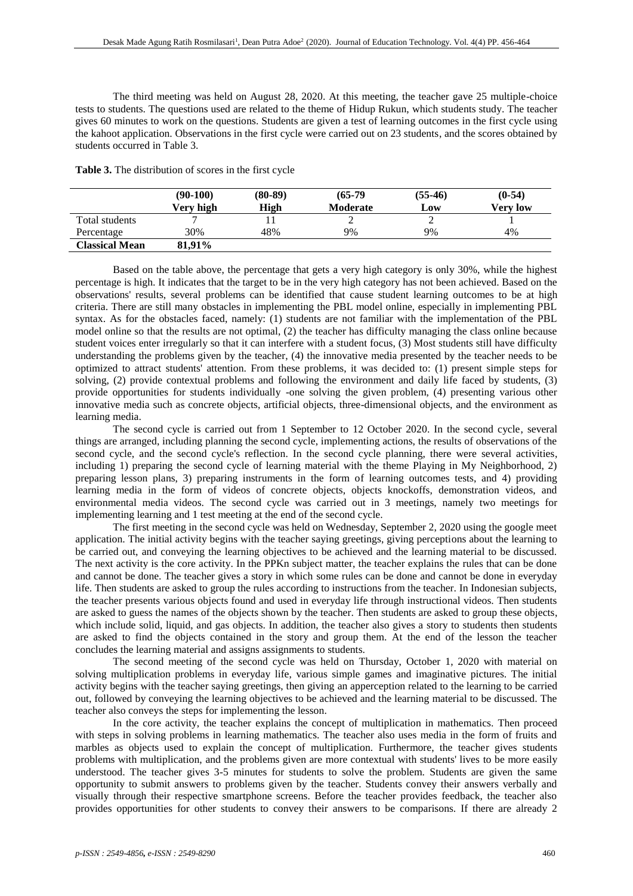The third meeting was held on August 28, 2020. At this meeting, the teacher gave 25 multiple-choice tests to students. The questions used are related to the theme of Hidup Rukun, which students study. The teacher gives 60 minutes to work on the questions. Students are given a test of learning outcomes in the first cycle using the kahoot application. Observations in the first cycle were carried out on 23 students, and the scores obtained by students occurred in Table 3.

**Table 3.** The distribution of scores in the first cycle

| | (90-100) Very high | (80-89) High | (65-79 Moderate | (55-46) Low | (0-54) Very low |
|---|---|---|---|---|---|
| Total students | 7 | 11 | 2 | 2 | 1 |
| Percentage | 30% | 48% | 9% | 9% | 4% |
| **Classical Mean** | 81,91% | | | | |

Based on the table above, the percentage that gets a very high category is only 30%, while the highest percentage is high. It indicates that the target to be in the very high category has not been achieved. Based on the observations' results, several problems can be identified that cause student learning outcomes to be at high criteria. There are still many obstacles in implementing the PBL model online, especially in implementing PBL syntax. As for the obstacles faced, namely: (1) students are not familiar with the implementation of the PBL model online so that the results are not optimal, (2) the teacher has difficulty managing the class online because student voices enter irregularly so that it can interfere with a student focus, (3) Most students still have difficulty understanding the problems given by the teacher, (4) the innovative media presented by the teacher needs to be optimized to attract students' attention. From these problems, it was decided to: (1) present simple steps for solving, (2) provide contextual problems and following the environment and daily life faced by students, (3) provide opportunities for students individually -one solving the given problem, (4) presenting various other innovative media such as concrete objects, artificial objects, three-dimensional objects, and the environment as learning media.

The second cycle is carried out from 1 September to 12 October 2020. In the second cycle, several things are arranged, including planning the second cycle, implementing actions, the results of observations of the second cycle, and the second cycle's reflection. In the second cycle planning, there were several activities, including 1) preparing the second cycle of learning material with the theme Playing in My Neighborhood, 2) preparing lesson plans, 3) preparing instruments in the form of learning outcomes tests, and 4) providing learning media in the form of videos of concrete objects, objects knockoffs, demonstration videos, and environmental media videos. The second cycle was carried out in 3 meetings, namely two meetings for implementing learning and 1 test meeting at the end of the second cycle.

The first meeting in the second cycle was held on Wednesday, September 2, 2020 using the google meet application. The initial activity begins with the teacher saying greetings, giving perceptions about the learning to be carried out, and conveying the learning objectives to be achieved and the learning material to be discussed. The next activity is the core activity. In the PPKn subject matter, the teacher explains the rules that can be done and cannot be done. The teacher gives a story in which some rules can be done and cannot be done in everyday life. Then students are asked to group the rules according to instructions from the teacher. In Indonesian subjects, the teacher presents various objects found and used in everyday life through instructional videos. Then students are asked to guess the names of the objects shown by the teacher. Then students are asked to group these objects, which include solid, liquid, and gas objects. In addition, the teacher also gives a story to students then students are asked to find the objects contained in the story and group them. At the end of the lesson the teacher concludes the learning material and assigns assignments to students.

The second meeting of the second cycle was held on Thursday, October 1, 2020 with material on solving multiplication problems in everyday life, various simple games and imaginative pictures. The initial activity begins with the teacher saying greetings, then giving an apperception related to the learning to be carried out, followed by conveying the learning objectives to be achieved and the learning material to be discussed. The teacher also conveys the steps for implementing the lesson.

In the core activity, the teacher explains the concept of multiplication in mathematics. Then proceed with steps in solving problems in learning mathematics. The teacher also uses media in the form of fruits and marbles as objects used to explain the concept of multiplication. Furthermore, the teacher gives students problems with multiplication, and the problems given are more contextual with students' lives to be more easily understood. The teacher gives 3-5 minutes for students to solve the problem. Students are given the same opportunity to submit answers to problems given by the teacher. Students convey their answers verbally and visually through their respective smartphone screens. Before the teacher provides feedback, the teacher also provides opportunities for other students to convey their answers to be comparisons. If there are already 2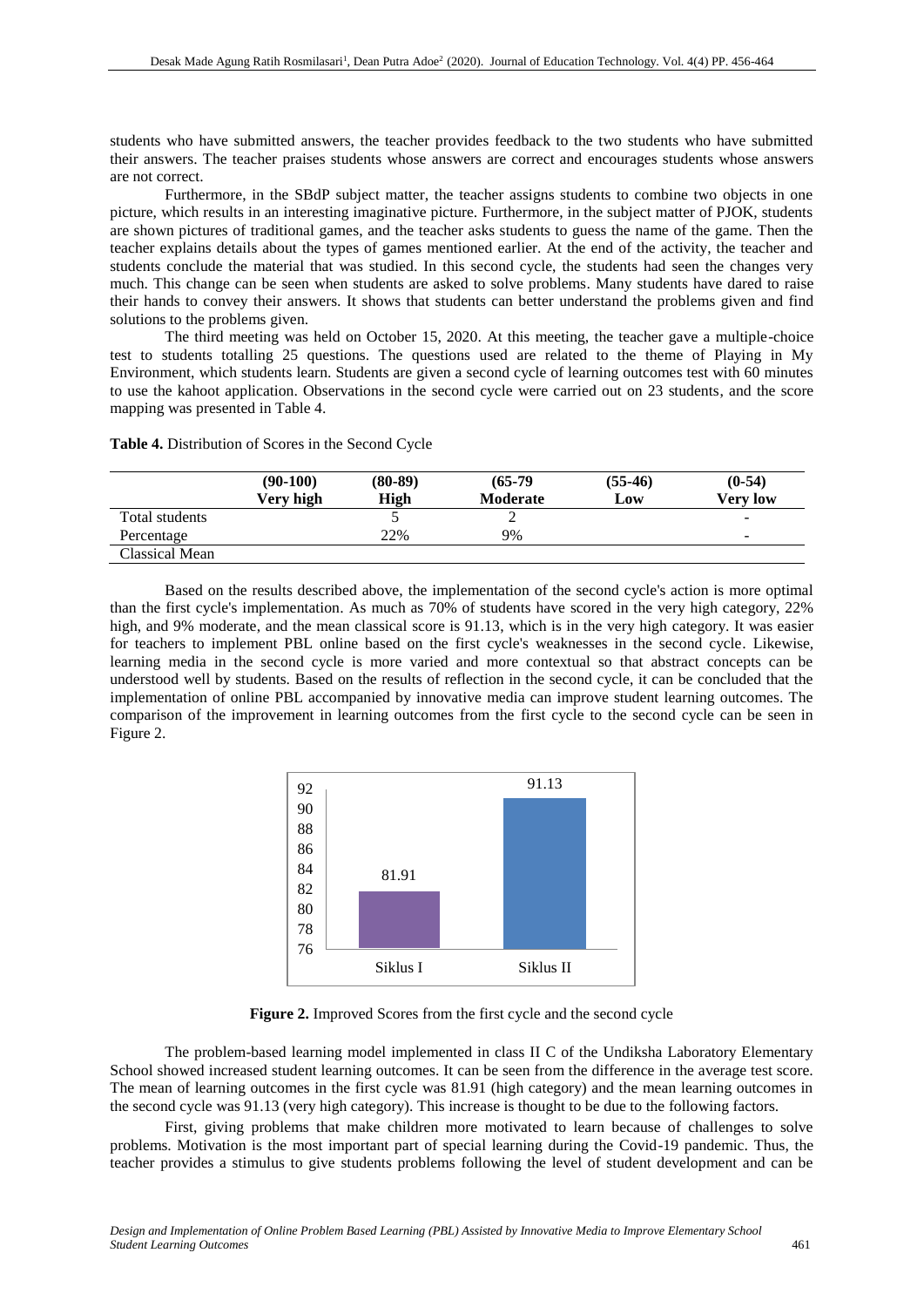students who have submitted answers, the teacher provides feedback to the two students who have submitted their answers. The teacher praises students whose answers are correct and encourages students whose answers are not correct.

Furthermore, in the SBdP subject matter, the teacher assigns students to combine two objects in one picture, which results in an interesting imaginative picture. Furthermore, in the subject matter of PJOK, students are shown pictures of traditional games, and the teacher asks students to guess the name of the game. Then the teacher explains details about the types of games mentioned earlier. At the end of the activity, the teacher and students conclude the material that was studied. In this second cycle, the students had seen the changes very much. This change can be seen when students are asked to solve problems. Many students have dared to raise their hands to convey their answers. It shows that students can better understand the problems given and find solutions to the problems given.

The third meeting was held on October 15, 2020. At this meeting, the teacher gave a multiple-choice test to students totalling 25 questions. The questions used are related to the theme of Playing in My Environment, which students learn. Students are given a second cycle of learning outcomes test with 60 minutes to use the kahoot application. Observations in the second cycle were carried out on 23 students, and the score mapping was presented in Table 4.

**Table 4.** Distribution of Scores in the Second Cycle

| | **(90-100) Very high** | **(80-89) High** | **(65-79 Moderate** | **(55-46) Low** | **(0-54) Very low** |
|---|---|---|---|---|---|
| Total students | | 5 | 2 | | - |
| Percentage | | 22% | 9% | | - |
| Classical Mean | | | | | |

Based on the results described above, the implementation of the second cycle's action is more optimal than the first cycle's implementation. As much as 70% of students have scored in the very high category, 22% high, and 9% moderate, and the mean classical score is 91.13, which is in the very high category. It was easier for teachers to implement PBL online based on the first cycle's weaknesses in the second cycle. Likewise, learning media in the second cycle is more varied and more contextual so that abstract concepts can be understood well by students. Based on the results of reflection in the second cycle, it can be concluded that the implementation of online PBL accompanied by innovative media can improve student learning outcomes. The comparison of the improvement in learning outcomes from the first cycle to the second cycle can be seen in Figure 2.

| | Siklus I | Siklus II |
|---|---|---|
| Score | 81.91 | 91.13 |

**Figure 2.** Improved Scores from the first cycle and the second cycle

The problem-based learning model implemented in class II C of the Undiksha Laboratory Elementary School showed increased student learning outcomes. It can be seen from the difference in the average test score. The mean of learning outcomes in the first cycle was 81.91 (high category) and the mean learning outcomes in the second cycle was 91.13 (very high category). This increase is thought to be due to the following factors.

First, giving problems that make children more motivated to learn because of challenges to solve problems. Motivation is the most important part of special learning during the Covid-19 pandemic. Thus, the teacher provides a stimulus to give students problems following the level of student development and can be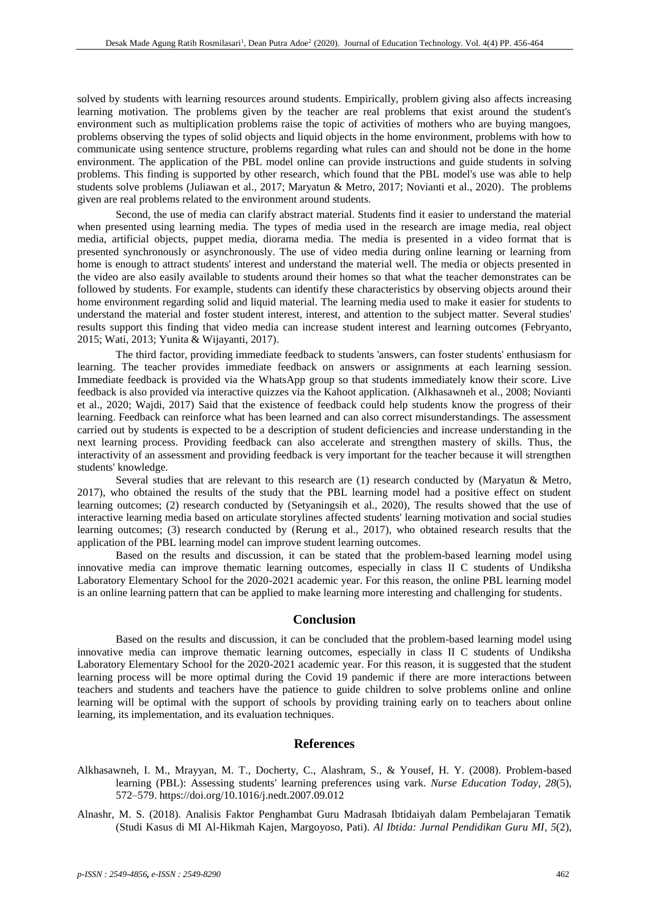solved by students with learning resources around students. Empirically, problem giving also affects increasing learning motivation. The problems given by the teacher are real problems that exist around the student's environment such as multiplication problems raise the topic of activities of mothers who are buying mangoes, problems observing the types of solid objects and liquid objects in the home environment, problems with how to communicate using sentence structure, problems regarding what rules can and should not be done in the home environment. The application of the PBL model online can provide instructions and guide students in solving problems. This finding is supported by other research, which found that the PBL model's use was able to help students solve problems (Juliawan et al., 2017; Maryatun & Metro, 2017; Novianti et al., 2020). The problems given are real problems related to the environment around students.

Second, the use of media can clarify abstract material. Students find it easier to understand the material when presented using learning media. The types of media used in the research are image media, real object media, artificial objects, puppet media, diorama media. The media is presented in a video format that is presented synchronously or asynchronously. The use of video media during online learning or learning from home is enough to attract students' interest and understand the material well. The media or objects presented in the video are also easily available to students around their homes so that what the teacher demonstrates can be followed by students. For example, students can identify these characteristics by observing objects around their home environment regarding solid and liquid material. The learning media used to make it easier for students to understand the material and foster student interest, interest, and attention to the subject matter. Several studies' results support this finding that video media can increase student interest and learning outcomes (Febryanto, 2015; Wati, 2013; Yunita & Wijayanti, 2017).

The third factor, providing immediate feedback to students 'answers, can foster students' enthusiasm for learning. The teacher provides immediate feedback on answers or assignments at each learning session. Immediate feedback is provided via the WhatsApp group so that students immediately know their score. Live feedback is also provided via interactive quizzes via the Kahoot application. (Alkhasawneh et al., 2008; Novianti et al., 2020; Wajdi, 2017) Said that the existence of feedback could help students know the progress of their learning. Feedback can reinforce what has been learned and can also correct misunderstandings. The assessment carried out by students is expected to be a description of student deficiencies and increase understanding in the next learning process. Providing feedback can also accelerate and strengthen mastery of skills. Thus, the interactivity of an assessment and providing feedback is very important for the teacher because it will strengthen students' knowledge.

Several studies that are relevant to this research are (1) research conducted by (Maryatun & Metro, 2017), who obtained the results of the study that the PBL learning model had a positive effect on student learning outcomes; (2) research conducted by (Setyaningsih et al., 2020), The results showed that the use of interactive learning media based on articulate storylines affected students' learning motivation and social studies learning outcomes; (3) research conducted by (Rerung et al., 2017), who obtained research results that the application of the PBL learning model can improve student learning outcomes.

Based on the results and discussion, it can be stated that the problem-based learning model using innovative media can improve thematic learning outcomes, especially in class II C students of Undiksha Laboratory Elementary School for the 2020-2021 academic year. For this reason, the online PBL learning model is an online learning pattern that can be applied to make learning more interesting and challenging for students.

## Conclusion

Based on the results and discussion, it can be concluded that the problem-based learning model using innovative media can improve thematic learning outcomes, especially in class II C students of Undiksha Laboratory Elementary School for the 2020-2021 academic year. For this reason, it is suggested that the student learning process will be more optimal during the Covid 19 pandemic if there are more interactions between teachers and students and teachers have the patience to guide children to solve problems online and online learning will be optimal with the support of schools by providing training early on to teachers about online learning, its implementation, and its evaluation techniques.

## References

Alkhasawneh, I. M., Mrayyan, M. T., Docherty, C., Alashram, S., & Yousef, H. Y. (2008). Problem-based learning (PBL): Assessing students' learning preferences using vark. *Nurse Education Today*, *28*(5), 572–579. https://doi.org/10.1016/j.nedt.2007.09.012

Alnashr, M. S. (2018). Analisis Faktor Penghambat Guru Madrasah Ibtidaiyah dalam Pembelajaran Tematik (Studi Kasus di MI Al-Hikmah Kajen, Margoyoso, Pati). *Al Ibtida: Jurnal Pendidikan Guru MI*, *5*(2),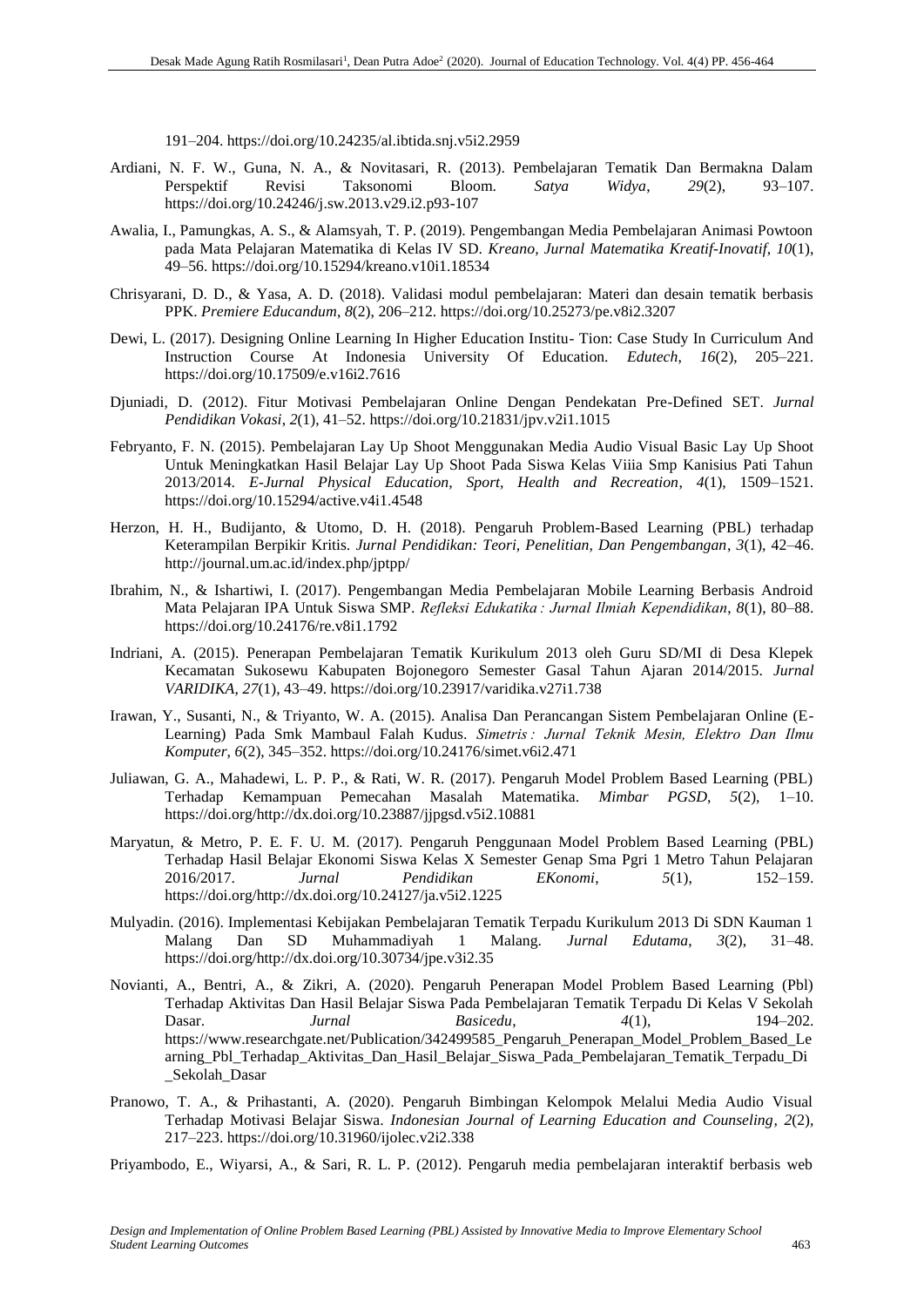191–204. https://doi.org/10.24235/al.ibtida.snj.v5i2.2959

Ardiani, N. F. W., Guna, N. A., & Novitasari, R. (2013). Pembelajaran Tematik Dan Bermakna Dalam Perspektif Revisi Taksonomi Bloom. *Satya Widya*, *29*(2), 93–107. https://doi.org/10.24246/j.sw.2013.v29.i2.p93-107

Awalia, I., Pamungkas, A. S., & Alamsyah, T. P. (2019). Pengembangan Media Pembelajaran Animasi Powtoon pada Mata Pelajaran Matematika di Kelas IV SD. *Kreano, Jurnal Matematika Kreatif-Inovatif*, *10*(1), 49–56. https://doi.org/10.15294/kreano.v10i1.18534

Chrisyarani, D. D., & Yasa, A. D. (2018). Validasi modul pembelajaran: Materi dan desain tematik berbasis PPK. *Premiere Educandum*, *8*(2), 206–212. https://doi.org/10.25273/pe.v8i2.3207

Dewi, L. (2017). Designing Online Learning In Higher Education Institu- Tion: Case Study In Curriculum And Instruction Course At Indonesia University Of Education. *Edutech*, *16*(2), 205–221. https://doi.org/10.17509/e.v16i2.7616

Djuniadi, D. (2012). Fitur Motivasi Pembelajaran Online Dengan Pendekatan Pre-Defined SET. *Jurnal Pendidikan Vokasi*, *2*(1), 41–52. https://doi.org/10.21831/jpv.v2i1.1015

Febryanto, F. N. (2015). Pembelajaran Lay Up Shoot Menggunakan Media Audio Visual Basic Lay Up Shoot Untuk Meningkatkan Hasil Belajar Lay Up Shoot Pada Siswa Kelas Viiia Smp Kanisius Pati Tahun 2013/2014. *E-Jurnal Physical Education, Sport, Health and Recreation*, *4*(1), 1509–1521. https://doi.org/10.15294/active.v4i1.4548

Herzon, H. H., Budijanto, & Utomo, D. H. (2018). Pengaruh Problem-Based Learning (PBL) terhadap Keterampilan Berpikir Kritis. *Jurnal Pendidikan: Teori, Penelitian, Dan Pengembangan*, *3*(1), 42–46. http://journal.um.ac.id/index.php/jptpp/

Ibrahim, N., & Ishartiwi, I. (2017). Pengembangan Media Pembelajaran Mobile Learning Berbasis Android Mata Pelajaran IPA Untuk Siswa SMP. *Refleksi Edukatika : Jurnal Ilmiah Kependidikan*, *8*(1), 80–88. https://doi.org/10.24176/re.v8i1.1792

Indriani, A. (2015). Penerapan Pembelajaran Tematik Kurikulum 2013 oleh Guru SD/MI di Desa Klepek Kecamatan Sukosewu Kabupaten Bojonegoro Semester Gasal Tahun Ajaran 2014/2015. *Jurnal VARIDIKA*, *27*(1), 43–49. https://doi.org/10.23917/varidika.v27i1.738

Irawan, Y., Susanti, N., & Triyanto, W. A. (2015). Analisa Dan Perancangan Sistem Pembelajaran Online (E-Learning) Pada Smk Mambaul Falah Kudus. *Simetris : Jurnal Teknik Mesin, Elektro Dan Ilmu Komputer*, *6*(2), 345–352. https://doi.org/10.24176/simet.v6i2.471

Juliawan, G. A., Mahadewi, L. P. P., & Rati, W. R. (2017). Pengaruh Model Problem Based Learning (PBL) Terhadap Kemampuan Pemecahan Masalah Matematika. *Mimbar PGSD*, *5*(2), 1–10. https://doi.org/http://dx.doi.org/10.23887/jjpgsd.v5i2.10881

Maryatun, & Metro, P. E. F. U. M. (2017). Pengaruh Penggunaan Model Problem Based Learning (PBL) Terhadap Hasil Belajar Ekonomi Siswa Kelas X Semester Genap Sma Pgri 1 Metro Tahun Pelajaran 2016/2017. *Jurnal Pendidikan EKonomi*, *5*(1), 152–159. https://doi.org/http://dx.doi.org/10.24127/ja.v5i2.1225

Mulyadin. (2016). Implementasi Kebijakan Pembelajaran Tematik Terpadu Kurikulum 2013 Di SDN Kauman 1 Malang Dan SD Muhammadiyah 1 Malang. *Jurnal Edutama*, *3*(2), 31–48. https://doi.org/http://dx.doi.org/10.30734/jpe.v3i2.35

Novianti, A., Bentri, A., & Zikri, A. (2020). Pengaruh Penerapan Model Problem Based Learning (Pbl) Terhadap Aktivitas Dan Hasil Belajar Siswa Pada Pembelajaran Tematik Terpadu Di Kelas V Sekolah Dasar. *Jurnal Basicedu*, *4*(1), 194–202. https://www.researchgate.net/Publication/342499585_Pengaruh_Penerapan_Model_Problem_Based_Learning_Pbl_Terhadap_Aktivitas_Dan_Hasil_Belajar_Siswa_Pada_Pembelajaran_Tematik_Terpadu_Di_Sekolah_Dasar

Pranowo, T. A., & Prihastanti, A. (2020). Pengaruh Bimbingan Kelompok Melalui Media Audio Visual Terhadap Motivasi Belajar Siswa. *Indonesian Journal of Learning Education and Counseling*, *2*(2), 217–223. https://doi.org/10.31960/ijolec.v2i2.338

Priyambodo, E., Wiyarsi, A., & Sari, R. L. P. (2012). Pengaruh media pembelajaran interaktif berbasis web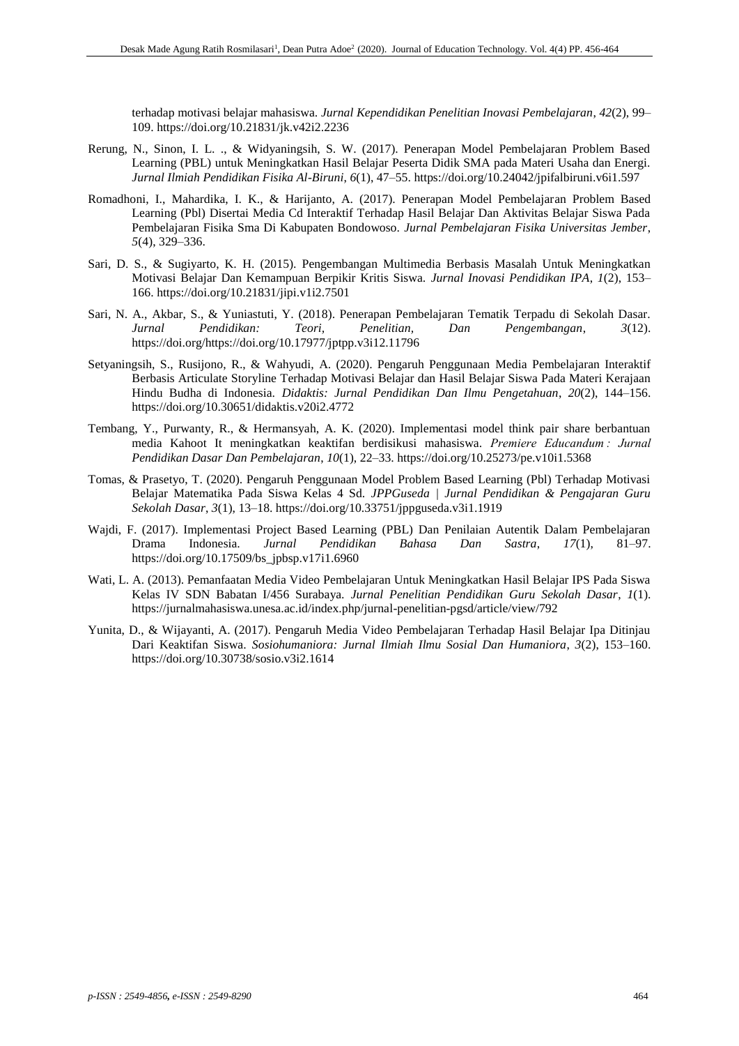terhadap motivasi belajar mahasiswa. *Jurnal Kependidikan Penelitian Inovasi Pembelajaran*, *42*(2), 99–109. https://doi.org/10.21831/jk.v42i2.2236

Rerung, N., Sinon, I. L. ., & Widyaningsih, S. W. (2017). Penerapan Model Pembelajaran Problem Based Learning (PBL) untuk Meningkatkan Hasil Belajar Peserta Didik SMA pada Materi Usaha dan Energi. *Jurnal Ilmiah Pendidikan Fisika Al-Biruni*, *6*(1), 47–55. https://doi.org/10.24042/jpifalbiruni.v6i1.597

Romadhoni, I., Mahardika, I. K., & Harijanto, A. (2017). Penerapan Model Pembelajaran Problem Based Learning (Pbl) Disertai Media Cd Interaktif Terhadap Hasil Belajar Dan Aktivitas Belajar Siswa Pada Pembelajaran Fisika Sma Di Kabupaten Bondowoso. *Jurnal Pembelajaran Fisika Universitas Jember*, *5*(4), 329–336.

Sari, D. S., & Sugiyarto, K. H. (2015). Pengembangan Multimedia Berbasis Masalah Untuk Meningkatkan Motivasi Belajar Dan Kemampuan Berpikir Kritis Siswa. *Jurnal Inovasi Pendidikan IPA*, *1*(2), 153–166. https://doi.org/10.21831/jipi.v1i2.7501

Sari, N. A., Akbar, S., & Yuniastuti, Y. (2018). Penerapan Pembelajaran Tematik Terpadu di Sekolah Dasar. *Jurnal Pendidikan: Teori, Penelitian, Dan Pengembangan*, *3*(12). https://doi.org/https://doi.org/10.17977/jptpp.v3i12.11796

Setyaningsih, S., Rusijono, R., & Wahyudi, A. (2020). Pengaruh Penggunaan Media Pembelajaran Interaktif Berbasis Articulate Storyline Terhadap Motivasi Belajar dan Hasil Belajar Siswa Pada Materi Kerajaan Hindu Budha di Indonesia. *Didaktis: Jurnal Pendidikan Dan Ilmu Pengetahuan*, *20*(2), 144–156. https://doi.org/10.30651/didaktis.v20i2.4772

Tembang, Y., Purwanty, R., & Hermansyah, A. K. (2020). Implementasi model think pair share berbantuan media Kahoot It meningkatkan keaktifan berdisikusi mahasiswa. *Premiere Educandum : Jurnal Pendidikan Dasar Dan Pembelajaran*, *10*(1), 22–33. https://doi.org/10.25273/pe.v10i1.5368

Tomas, & Prasetyo, T. (2020). Pengaruh Penggunaan Model Problem Based Learning (Pbl) Terhadap Motivasi Belajar Matematika Pada Siswa Kelas 4 Sd. *JPPGuseda | Jurnal Pendidikan & Pengajaran Guru Sekolah Dasar*, *3*(1), 13–18. https://doi.org/10.33751/jppguseda.v3i1.1919

Wajdi, F. (2017). Implementasi Project Based Learning (PBL) Dan Penilaian Autentik Dalam Pembelajaran Drama Indonesia. *Jurnal Pendidikan Bahasa Dan Sastra*, *17*(1), 81–97. https://doi.org/10.17509/bs_jpbsp.v17i1.6960

Wati, L. A. (2013). Pemanfaatan Media Video Pembelajaran Untuk Meningkatkan Hasil Belajar IPS Pada Siswa Kelas IV SDN Babatan I/456 Surabaya. *Jurnal Penelitian Pendidikan Guru Sekolah Dasar*, *1*(1). https://jurnalmahasiswa.unesa.ac.id/index.php/jurnal-penelitian-pgsd/article/view/792

Yunita, D., & Wijayanti, A. (2017). Pengaruh Media Video Pembelajaran Terhadap Hasil Belajar Ipa Ditinjau Dari Keaktifan Siswa. *Sosiohumaniora: Jurnal Ilmiah Ilmu Sosial Dan Humaniora*, *3*(2), 153–160. https://doi.org/10.30738/sosio.v3i2.1614